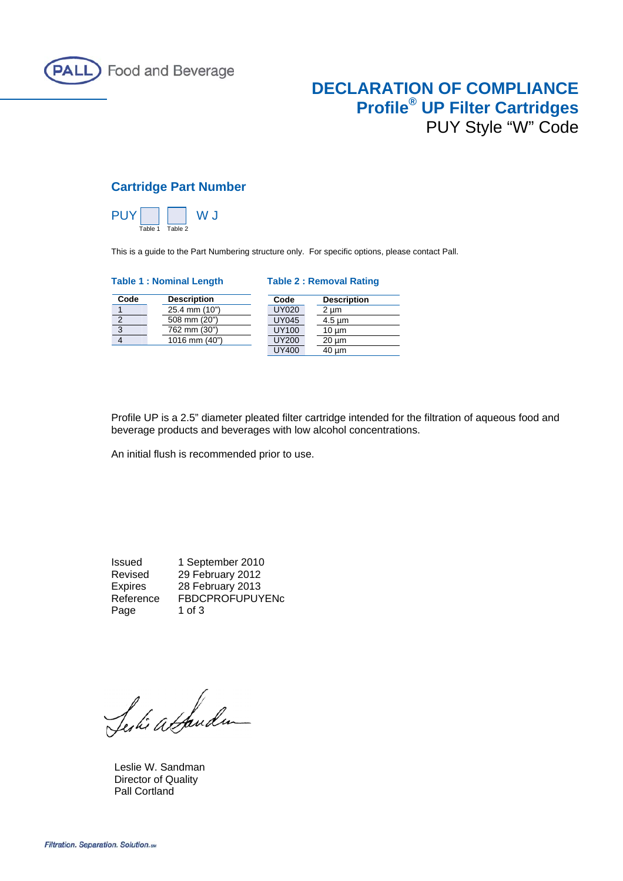PALL Food and Beverage

# DECLARATION OF COMPLIANCE
## Profile® UP Filter Cartridges
PUY Style “W” Code

### Cartridge Part Number

PUY [Table 1] [Table 2] W J

This is a guide to the Part Numbering structure only. For specific options, please contact Pall.

**Table 1 : Nominal Length**

| Code | Description |
|---|---|
| 1 | 25.4 mm (10") |
| 2 | 508 mm (20") |
| 3 | 762 mm (30") |
| 4 | 1016 mm (40") |

**Table 2 : Removal Rating**

| Code | Description |
|---|---|
| UY020 | 2 µm |
| UY045 | 4.5 µm |
| UY100 | 10 µm |
| UY200 | 20 µm |
| UY400 | 40 µm |

Profile UP is a 2.5" diameter pleated filter cartridge intended for the filtration of aqueous food and beverage products and beverages with low alcohol concentrations.

An initial flush is recommended prior to use.

| | |
|---|---|
| Issued | 1 September 2010 |
| Revised | 29 February 2012 |
| Expires | 28 February 2013 |
| Reference | FBDCPROFUPUYENc |
| Page | 1 of 3 |

Leslie W. Sandman
Director of Quality
Pall Cortland

*Filtration. Separation. Solution.* SM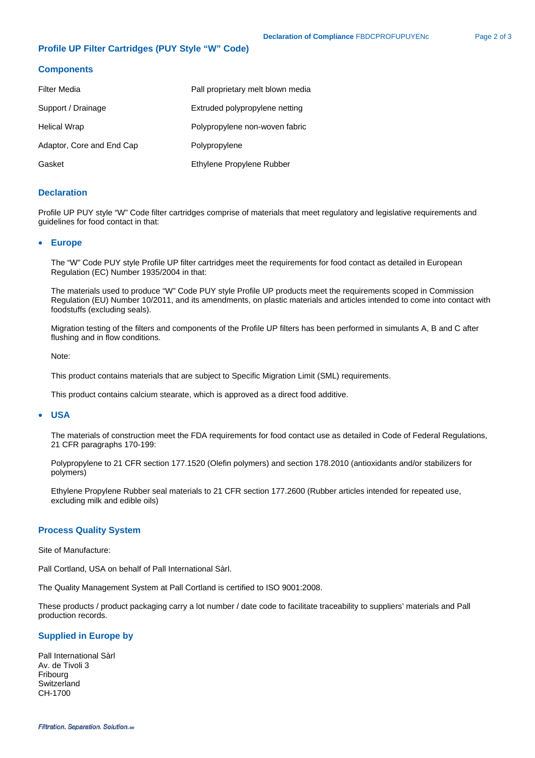## Profile UP Filter Cartridges (PUY Style "W" Code)

### Components

| | |
|---|---|
| Filter Media | Pall proprietary melt blown media |
| Support / Drainage | Extruded polypropylene netting |
| Helical Wrap | Polypropylene non-woven fabric |
| Adaptor, Core and End Cap | Polypropylene |
| Gasket | Ethylene Propylene Rubber |

### Declaration

Profile UP PUY style "W" Code filter cartridges comprise of materials that meet regulatory and legislative requirements and guidelines for food contact in that:

- **Europe**

  The "W" Code PUY style Profile UP filter cartridges meet the requirements for food contact as detailed in European Regulation (EC) Number 1935/2004 in that:

  The materials used to produce "W" Code PUY style Profile UP products meet the requirements scoped in Commission Regulation (EU) Number 10/2011, and its amendments, on plastic materials and articles intended to come into contact with foodstuffs (excluding seals).

  Migration testing of the filters and components of the Profile UP filters has been performed in simulants A, B and C after flushing and in flow conditions.

  Note:

  This product contains materials that are subject to Specific Migration Limit (SML) requirements.

  This product contains calcium stearate, which is approved as a direct food additive.

- **USA**

  The materials of construction meet the FDA requirements for food contact use as detailed in Code of Federal Regulations, 21 CFR paragraphs 170-199:

  Polypropylene to 21 CFR section 177.1520 (Olefin polymers) and section 178.2010 (antioxidants and/or stabilizers for polymers)

  Ethylene Propylene Rubber seal materials to 21 CFR section 177.2600 (Rubber articles intended for repeated use, excluding milk and edible oils)

### Process Quality System

Site of Manufacture:

Pall Cortland, USA on behalf of Pall International Sàrl.

The Quality Management System at Pall Cortland is certified to ISO 9001:2008.

These products / product packaging carry a lot number / date code to facilitate traceability to suppliers' materials and Pall production records.

### Supplied in Europe by

Pall International Sàrl
Av. de Tivoli 3
Fribourg
Switzerland
CH-1700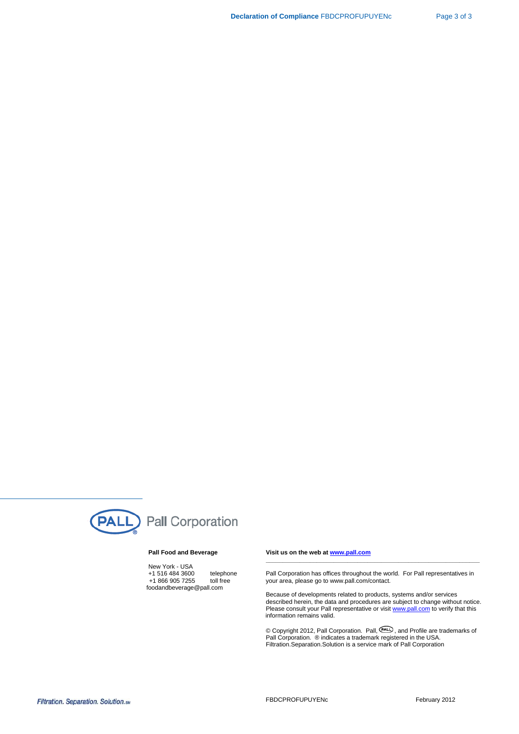Pall Corporation

**Pall Food and Beverage**

New York - USA
+1 516 484 3600 telephone
+1 866 905 7255 toll free
foodandbeverage@pall.com

**Visit us on the web at www.pall.com**

Pall Corporation has offices throughout the world. For Pall representatives in your area, please go to www.pall.com/contact.

Because of developments related to products, systems and/or services described herein, the data and procedures are subject to change without notice. Please consult your Pall representative or visit www.pall.com to verify that this information remains valid.

© Copyright 2012, Pall Corporation. Pall, PALL, and Profile are trademarks of Pall Corporation. ® indicates a trademark registered in the USA. Filtration.Separation.Solution is a service mark of Pall Corporation

*Filtration. Separation. Solution.* SM

FBDCPROFUPUYENc

February 2012